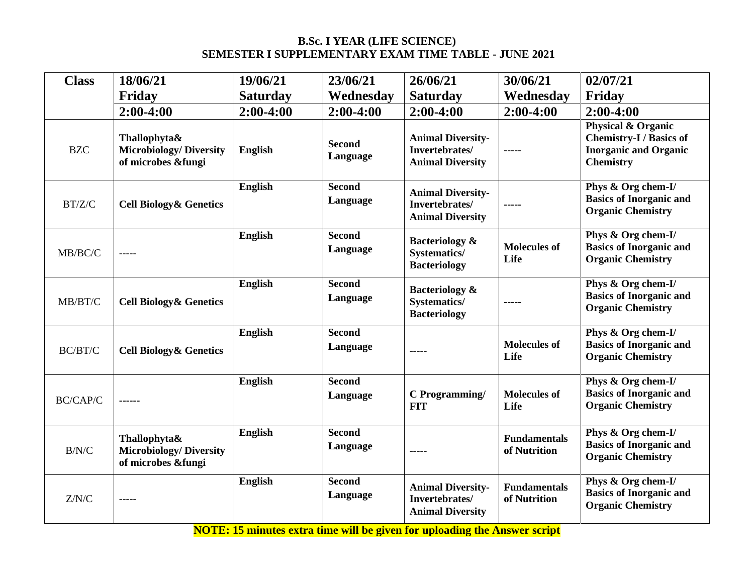**B.Sc. I YEAR (LIFE SCIENCE)**
**SEMESTER I SUPPLEMENTARY EXAM TIME TABLE - JUNE 2021**

| Class | 18/06/21 Friday | 19/06/21 Saturday | 23/06/21 Wednesday | 26/06/21 Saturday | 30/06/21 Wednesday | 02/07/21 Friday |
|---|---|---|---|---|---|---|
| | 2:00-4:00 | 2:00-4:00 | 2:00-4:00 | 2:00-4:00 | 2:00-4:00 | 2:00-4:00 |
| BZC | **Thallophyta& Microbiology/ Diversity of microbes &fungi** | **English** | **Second Language** | **Animal Diversity-Invertebrates/ Animal Diversity** | ----- | **Physical & Organic Chemistry-I / Basics of Inorganic and Organic Chemistry** |
| BT/Z/C | **Cell Biology& Genetics** | **English** | **Second Language** | **Animal Diversity-Invertebrates/ Animal Diversity** | ----- | **Phys & Org chem-I/ Basics of Inorganic and Organic Chemistry** |
| MB/BC/C | ----- | **English** | **Second Language** | **Bacteriology & Systematics/ Bacteriology** | **Molecules of Life** | **Phys & Org chem-I/ Basics of Inorganic and Organic Chemistry** |
| MB/BT/C | **Cell Biology& Genetics** | **English** | **Second Language** | **Bacteriology & Systematics/ Bacteriology** | ----- | **Phys & Org chem-I/ Basics of Inorganic and Organic Chemistry** |
| BC/BT/C | **Cell Biology& Genetics** | **English** | **Second Language** | ----- | **Molecules of Life** | **Phys & Org chem-I/ Basics of Inorganic and Organic Chemistry** |
| BC/CAP/C | ------ | **English** | **Second Language** | **C Programming/ FIT** | **Molecules of Life** | **Phys & Org chem-I/ Basics of Inorganic and Organic Chemistry** |
| B/N/C | **Thallophyta& Microbiology/ Diversity of microbes &fungi** | **English** | **Second Language** | ----- | **Fundamentals of Nutrition** | **Phys & Org chem-I/ Basics of Inorganic and Organic Chemistry** |
| Z/N/C | ----- | **English** | **Second Language** | **Animal Diversity-Invertebrates/ Animal Diversity** | **Fundamentals of Nutrition** | **Phys & Org chem-I/ Basics of Inorganic and Organic Chemistry** |

**NOTE: 15 minutes extra time will be given for uploading the Answer script**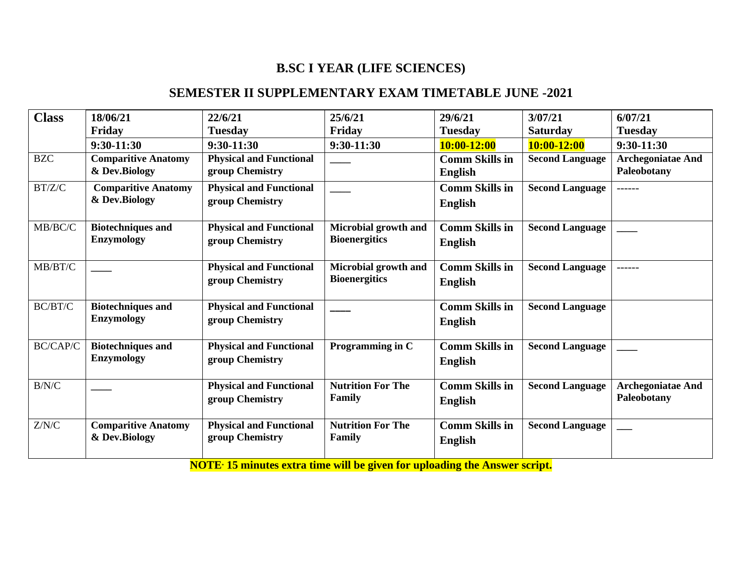## B.SC I YEAR (LIFE SCIENCES)

## SEMESTER II SUPPLEMENTARY EXAM TIMETABLE JUNE -2021

| Class | 18/06/21 Friday | 22/6/21 Tuesday | 25/6/21 Friday | 29/6/21 Tuesday | 3/07/21 Saturday | 6/07/21 Tuesday |
|---|---|---|---|---|---|---|
| | **9:30-11:30** | **9:30-11:30** | **9:30-11:30** | **10:00-12:00** | **10:00-12:00** | **9:30-11:30** |
| BZC | **Comparitive Anatomy & Dev.Biology** | **Physical and Functional group Chemistry** | ____ | **Comm Skills in English** | **Second Language** | **Archegoniatae And Paleobotany** |
| BT/Z/C | **Comparitive Anatomy & Dev.Biology** | **Physical and Functional group Chemistry** | ____ | **Comm Skills in English** | **Second Language** | ------ |
| MB/BC/C | **Biotechniques and Enzymology** | **Physical and Functional group Chemistry** | **Microbial growth and Bioenergitics** | **Comm Skills in English** | **Second Language** | ____ |
| MB/BT/C | ____ | **Physical and Functional group Chemistry** | **Microbial growth and Bioenergitics** | **Comm Skills in English** | **Second Language** | ------ |
| BC/BT/C | **Biotechniques and Enzymology** | **Physical and Functional group Chemistry** | ____ | **Comm Skills in English** | **Second Language** | |
| BC/CAP/C | **Biotechniques and Enzymology** | **Physical and Functional group Chemistry** | **Programming in C** | **Comm Skills in English** | **Second Language** | ____ |
| B/N/C | ____ | **Physical and Functional group Chemistry** | **Nutrition For The Family** | **Comm Skills in English** | **Second Language** | **Archegoniatae And Paleobotany** |
| Z/N/C | **Comparitive Anatomy & Dev.Biology** | **Physical and Functional group Chemistry** | **Nutrition For The Family** | **Comm Skills in English** | **Second Language** | ___ |

**NOTE. 15 minutes extra time will be given for uploading the Answer script.**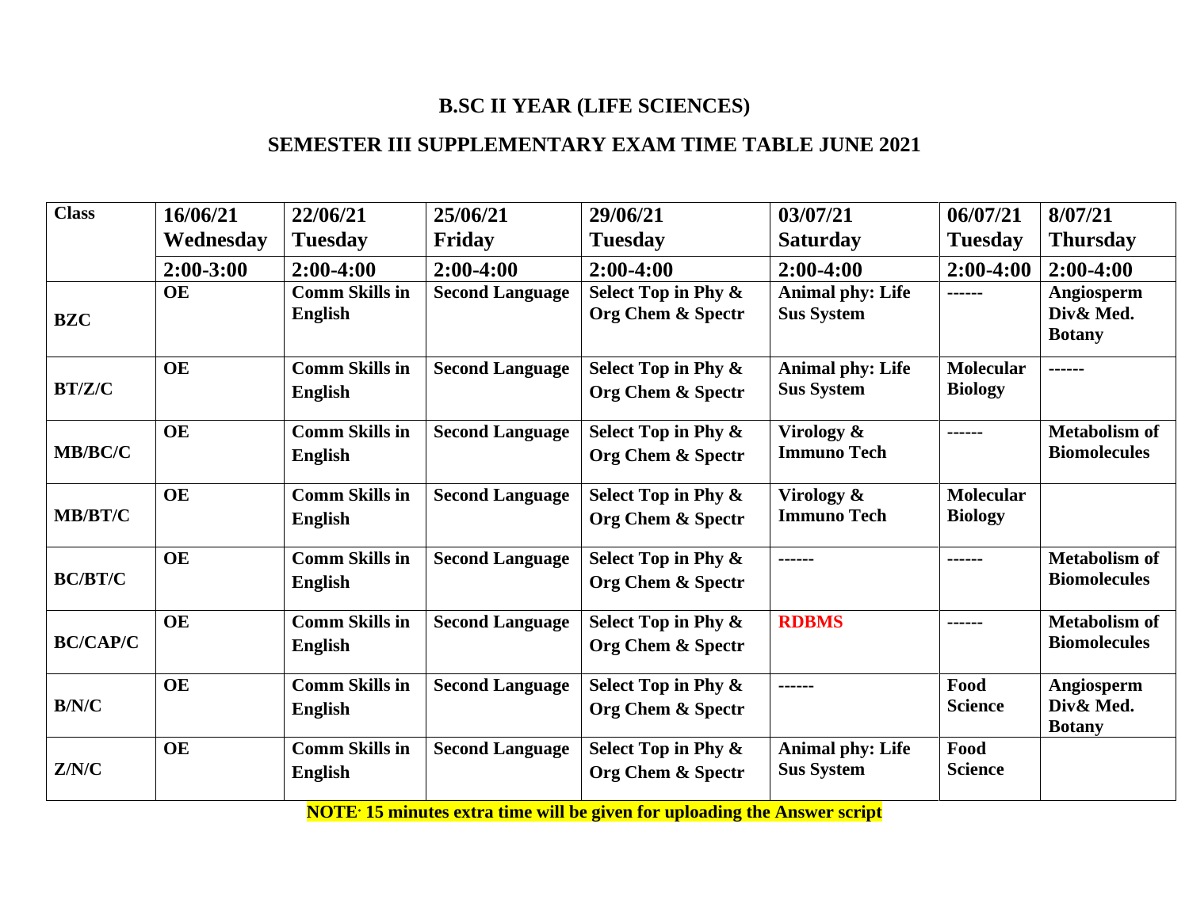## B.SC II YEAR (LIFE SCIENCES)

## SEMESTER III SUPPLEMENTARY EXAM TIME TABLE JUNE 2021

| Class | 16/06/21 Wednesday | 22/06/21 Tuesday | 25/06/21 Friday | 29/06/21 Tuesday | 03/07/21 Saturday | 06/07/21 Tuesday | 8/07/21 Thursday |
|---|---|---|---|---|---|---|---|
| | 2:00-3:00 | 2:00-4:00 | 2:00-4:00 | 2:00-4:00 | 2:00-4:00 | 2:00-4:00 | 2:00-4:00 |
| **BZC** | **OE** | **Comm Skills in English** | **Second Language** | **Select Top in Phy & Org Chem & Spectr** | **Animal phy: Life Sus System** | ------ | **Angiosperm Div& Med. Botany** |
| **BT/Z/C** | **OE** | **Comm Skills in English** | **Second Language** | **Select Top in Phy & Org Chem & Spectr** | **Animal phy: Life Sus System** | **Molecular Biology** | ------ |
| **MB/BC/C** | **OE** | **Comm Skills in English** | **Second Language** | **Select Top in Phy & Org Chem & Spectr** | **Virology & Immuno Tech** | ------ | **Metabolism of Biomolecules** |
| **MB/BT/C** | **OE** | **Comm Skills in English** | **Second Language** | **Select Top in Phy & Org Chem & Spectr** | **Virology & Immuno Tech** | **Molecular Biology** | |
| **BC/BT/C** | **OE** | **Comm Skills in English** | **Second Language** | **Select Top in Phy & Org Chem & Spectr** | ------ | ------ | **Metabolism of Biomolecules** |
| **BC/CAP/C** | **OE** | **Comm Skills in English** | **Second Language** | **Select Top in Phy & Org Chem & Spectr** | **RDBMS** | ------ | **Metabolism of Biomolecules** |
| **B/N/C** | **OE** | **Comm Skills in English** | **Second Language** | **Select Top in Phy & Org Chem & Spectr** | ------ | **Food Science** | **Angiosperm Div& Med. Botany** |
| **Z/N/C** | **OE** | **Comm Skills in English** | **Second Language** | **Select Top in Phy & Org Chem & Spectr** | **Animal phy: Life Sus System** | **Food Science** | |

**NOTE: 15 minutes extra time will be given for uploading the Answer script**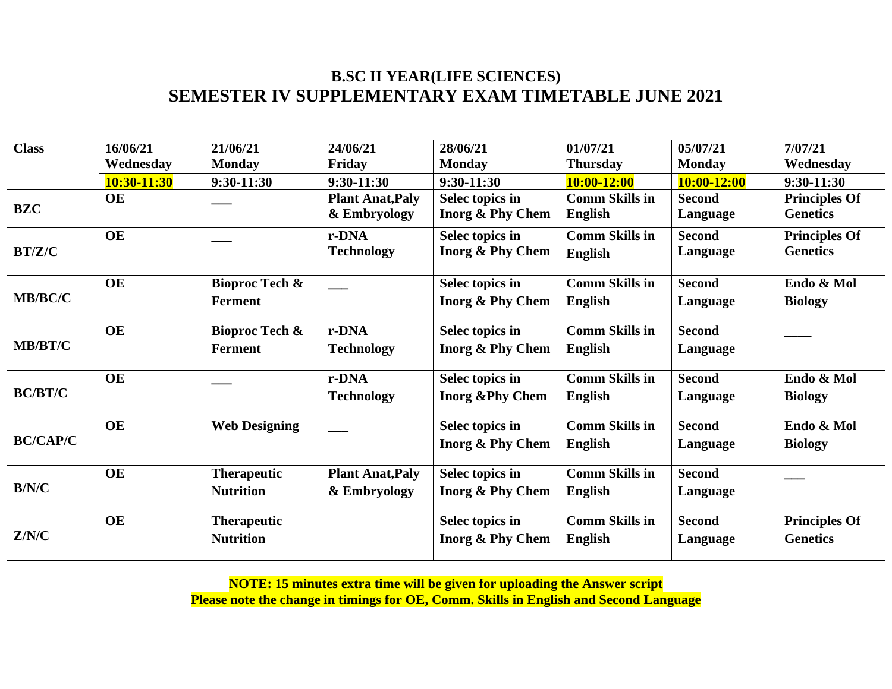## B.SC II YEAR(LIFE SCIENCES)
## SEMESTER IV SUPPLEMENTARY EXAM TIMETABLE JUNE 2021

| Class | 16/06/21 Wednesday | 21/06/21 Monday | 24/06/21 Friday | 28/06/21 Monday | 01/07/21 Thursday | 05/07/21 Monday | 7/07/21 Wednesday |
|---|---|---|---|---|---|---|---|
| | 10:30-11:30 | 9:30-11:30 | 9:30-11:30 | 9:30-11:30 | 10:00-12:00 | 10:00-12:00 | 9:30-11:30 |
| BZC | OE | ___ | Plant Anat,Paly & Embryology | Selec topics in Inorg & Phy Chem | Comm Skills in English | Second Language | Principles Of Genetics |
| BT/Z/C | OE | ___ | r-DNA Technology | Selec topics in Inorg & Phy Chem | Comm Skills in English | Second Language | Principles Of Genetics |
| MB/BC/C | OE | Bioproc Tech & Ferment | ___ | Selec topics in Inorg & Phy Chem | Comm Skills in English | Second Language | Endo & Mol Biology |
| MB/BT/C | OE | Bioproc Tech & Ferment | r-DNA Technology | Selec topics in Inorg & Phy Chem | Comm Skills in English | Second Language | ____ |
| BC/BT/C | OE | ___ | r-DNA Technology | Selec topics in Inorg &Phy Chem | Comm Skills in English | Second Language | Endo & Mol Biology |
| BC/CAP/C | OE | Web Designing | ___ | Selec topics in Inorg & Phy Chem | Comm Skills in English | Second Language | Endo & Mol Biology |
| B/N/C | OE | Therapeutic Nutrition | Plant Anat,Paly & Embryology | Selec topics in Inorg & Phy Chem | Comm Skills in English | Second Language | ___ |
| Z/N/C | OE | Therapeutic Nutrition | | Selec topics in Inorg & Phy Chem | Comm Skills in English | Second Language | Principles Of Genetics |

**NOTE: 15 minutes extra time will be given for uploading the Answer script**

**Please note the change in timings for OE, Comm. Skills in English and Second Language**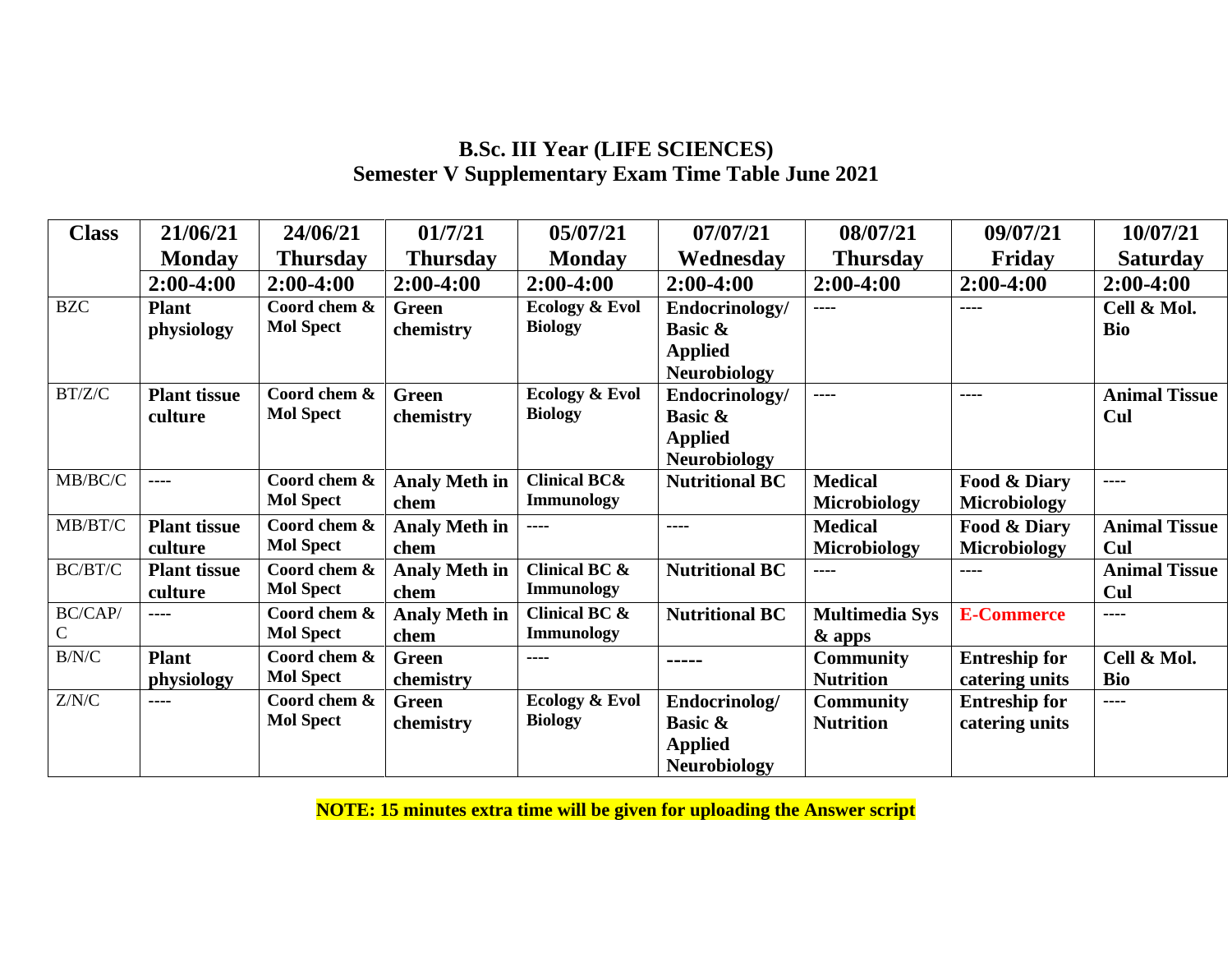**B.Sc. III Year (LIFE SCIENCES)**
**Semester V Supplementary Exam Time Table June 2021**

| Class | 21/06/21 Monday | 24/06/21 Thursday | 01/7/21 Thursday | 05/07/21 Monday | 07/07/21 Wednesday | 08/07/21 Thursday | 09/07/21 Friday | 10/07/21 Saturday |
|---|---|---|---|---|---|---|---|---|
| | 2:00-4:00 | 2:00-4:00 | 2:00-4:00 | 2:00-4:00 | 2:00-4:00 | 2:00-4:00 | 2:00-4:00 | 2:00-4:00 |
| BZC | **Plant physiology** | **Coord chem & Mol Spect** | **Green chemistry** | **Ecology & Evol Biology** | **Endocrinology/ Basic & Applied Neurobiology** | ---- | ---- | **Cell & Mol. Bio** |
| BT/Z/C | **Plant tissue culture** | **Coord chem & Mol Spect** | **Green chemistry** | **Ecology & Evol Biology** | **Endocrinology/ Basic & Applied Neurobiology** | ---- | ---- | **Animal Tissue Cul** |
| MB/BC/C | ---- | **Coord chem & Mol Spect** | **Analy Meth in chem** | **Clinical BC& Immunology** | **Nutritional BC** | **Medical Microbiology** | **Food & Diary Microbiology** | ---- |
| MB/BT/C | **Plant tissue culture** | **Coord chem & Mol Spect** | **Analy Meth in chem** | ---- | ---- | **Medical Microbiology** | **Food & Diary Microbiology** | **Animal Tissue Cul** |
| BC/BT/C | **Plant tissue culture** | **Coord chem & Mol Spect** | **Analy Meth in chem** | **Clinical BC & Immunology** | **Nutritional BC** | ---- | ---- | **Animal Tissue Cul** |
| BC/CAP/C | ---- | **Coord chem & Mol Spect** | **Analy Meth in chem** | **Clinical BC & Immunology** | **Nutritional BC** | **Multimedia Sys & apps** | **E-Commerce** | ---- |
| B/N/C | **Plant physiology** | **Coord chem & Mol Spect** | **Green chemistry** | ---- | ----- | **Community Nutrition** | **Entreship for catering units** | **Cell & Mol. Bio** |
| Z/N/C | ---- | **Coord chem & Mol Spect** | **Green chemistry** | **Ecology & Evol Biology** | **Endocrinolog/ Basic & Applied Neurobiology** | **Community Nutrition** | **Entreship for catering units** | ---- |

**NOTE: 15 minutes extra time will be given for uploading the Answer script**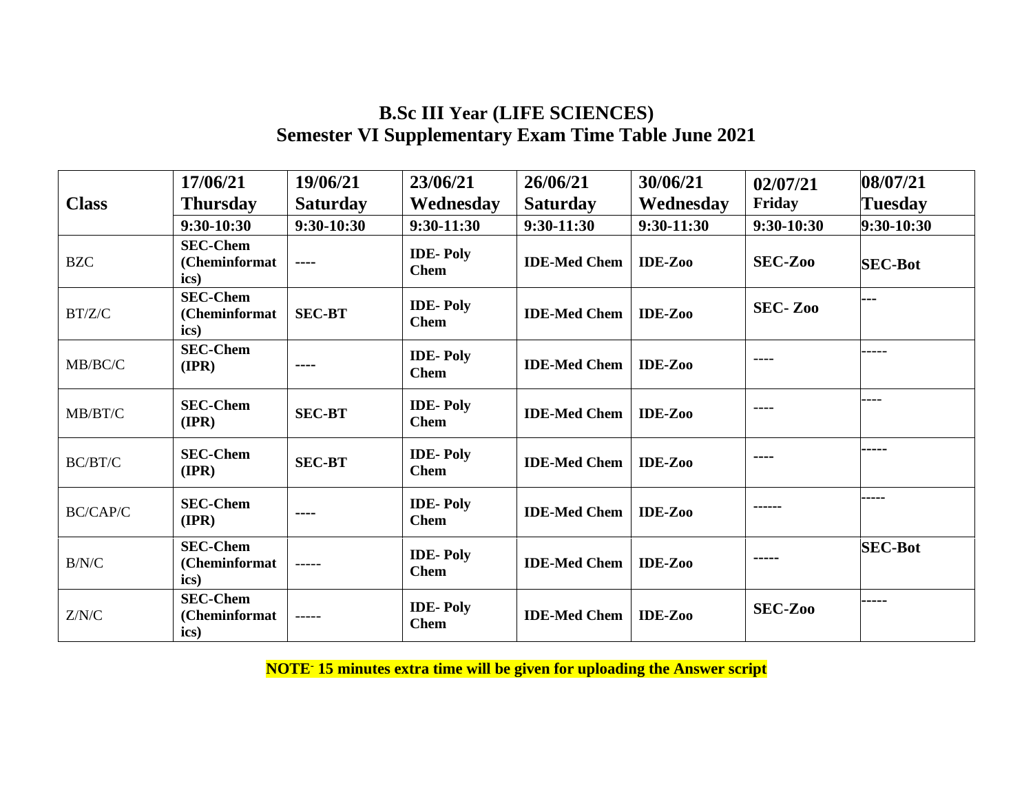## B.Sc III Year (LIFE SCIENCES)
## Semester VI Supplementary Exam Time Table June 2021

| Class | 17/06/21 Thursday | 19/06/21 Saturday | 23/06/21 Wednesday | 26/06/21 Saturday | 30/06/21 Wednesday | 02/07/21 Friday | 08/07/21 Tuesday |
|---|---|---|---|---|---|---|---|
| | 9:30-10:30 | 9:30-10:30 | 9:30-11:30 | 9:30-11:30 | 9:30-11:30 | 9:30-10:30 | 9:30-10:30 |
| BZC | **SEC-Chem (Cheminformatics)** | ---- | **IDE- Poly Chem** | **IDE-Med Chem** | **IDE-Zoo** | **SEC-Zoo** | **SEC-Bot** |
| BT/Z/C | **SEC-Chem (Cheminformatics)** | **SEC-BT** | **IDE- Poly Chem** | **IDE-Med Chem** | **IDE-Zoo** | **SEC- Zoo** | --- |
| MB/BC/C | **SEC-Chem (IPR)** | ---- | **IDE- Poly Chem** | **IDE-Med Chem** | **IDE-Zoo** | ---- | ----- |
| MB/BT/C | **SEC-Chem (IPR)** | **SEC-BT** | **IDE- Poly Chem** | **IDE-Med Chem** | **IDE-Zoo** | ---- | ---- |
| BC/BT/C | **SEC-Chem (IPR)** | **SEC-BT** | **IDE- Poly Chem** | **IDE-Med Chem** | **IDE-Zoo** | ---- | ----- |
| BC/CAP/C | **SEC-Chem (IPR)** | ---- | **IDE- Poly Chem** | **IDE-Med Chem** | **IDE-Zoo** | ------ | ----- |
| B/N/C | **SEC-Chem (Cheminformatics)** | ----- | **IDE- Poly Chem** | **IDE-Med Chem** | **IDE-Zoo** | ----- | **SEC-Bot** |
| Z/N/C | **SEC-Chem (Cheminformatics)** | ----- | **IDE- Poly Chem** | **IDE-Med Chem** | **IDE-Zoo** | **SEC-Zoo** | ----- |

**NOTE- 15 minutes extra time will be given for uploading the Answer script**